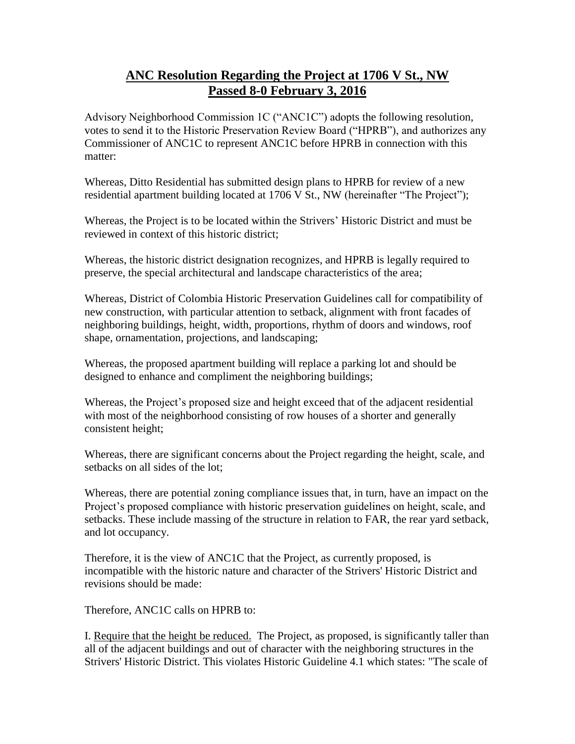# **ANC Resolution Regarding the Project at 1706 V St., NW**
# **Passed 8-0 February 3, 2016**

Advisory Neighborhood Commission 1C ("ANC1C") adopts the following resolution, votes to send it to the Historic Preservation Review Board ("HPRB"), and authorizes any Commissioner of ANC1C to represent ANC1C before HPRB in connection with this matter:

Whereas, Ditto Residential has submitted design plans to HPRB for review of a new residential apartment building located at 1706 V St., NW (hereinafter "The Project");

Whereas, the Project is to be located within the Strivers' Historic District and must be reviewed in context of this historic district;

Whereas, the historic district designation recognizes, and HPRB is legally required to preserve, the special architectural and landscape characteristics of the area;

Whereas, District of Colombia Historic Preservation Guidelines call for compatibility of new construction, with particular attention to setback, alignment with front facades of neighboring buildings, height, width, proportions, rhythm of doors and windows, roof shape, ornamentation, projections, and landscaping;

Whereas, the proposed apartment building will replace a parking lot and should be designed to enhance and compliment the neighboring buildings;

Whereas, the Project's proposed size and height exceed that of the adjacent residential with most of the neighborhood consisting of row houses of a shorter and generally consistent height;

Whereas, there are significant concerns about the Project regarding the height, scale, and setbacks on all sides of the lot;

Whereas, there are potential zoning compliance issues that, in turn, have an impact on the Project's proposed compliance with historic preservation guidelines on height, scale, and setbacks. These include massing of the structure in relation to FAR, the rear yard setback, and lot occupancy.

Therefore, it is the view of ANC1C that the Project, as currently proposed, is incompatible with the historic nature and character of the Strivers' Historic District and revisions should be made:

Therefore, ANC1C calls on HPRB to:

I. Require that the height be reduced. The Project, as proposed, is significantly taller than all of the adjacent buildings and out of character with the neighboring structures in the Strivers' Historic District. This violates Historic Guideline 4.1 which states: "The scale of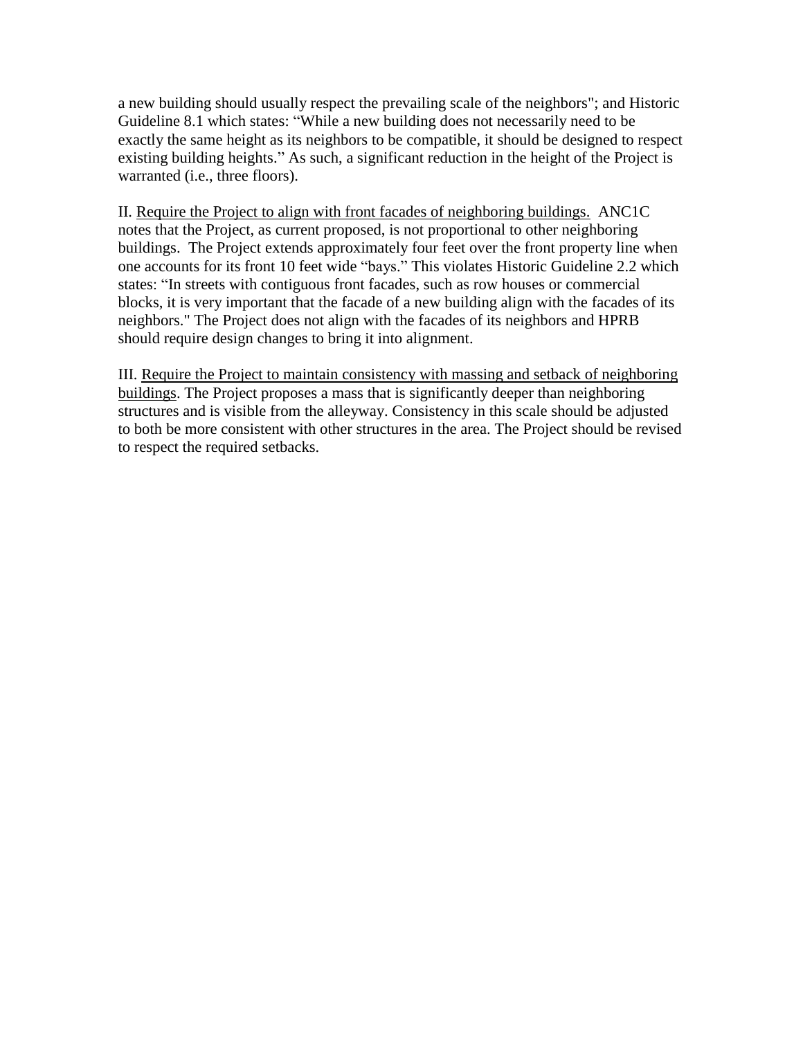a new building should usually respect the prevailing scale of the neighbors"; and Historic Guideline 8.1 which states: "While a new building does not necessarily need to be exactly the same height as its neighbors to be compatible, it should be designed to respect existing building heights." As such, a significant reduction in the height of the Project is warranted (i.e., three floors).

II. <u>Require the Project to align with front facades of neighboring buildings.</u> ANC1C notes that the Project, as current proposed, is not proportional to other neighboring buildings. The Project extends approximately four feet over the front property line when one accounts for its front 10 feet wide "bays." This violates Historic Guideline 2.2 which states: "In streets with contiguous front facades, such as row houses or commercial blocks, it is very important that the facade of a new building align with the facades of its neighbors." The Project does not align with the facades of its neighbors and HPRB should require design changes to bring it into alignment.

III. <u>Require the Project to maintain consistency with massing and setback of neighboring buildings</u>. The Project proposes a mass that is significantly deeper than neighboring structures and is visible from the alleyway. Consistency in this scale should be adjusted to both be more consistent with other structures in the area. The Project should be revised to respect the required setbacks.